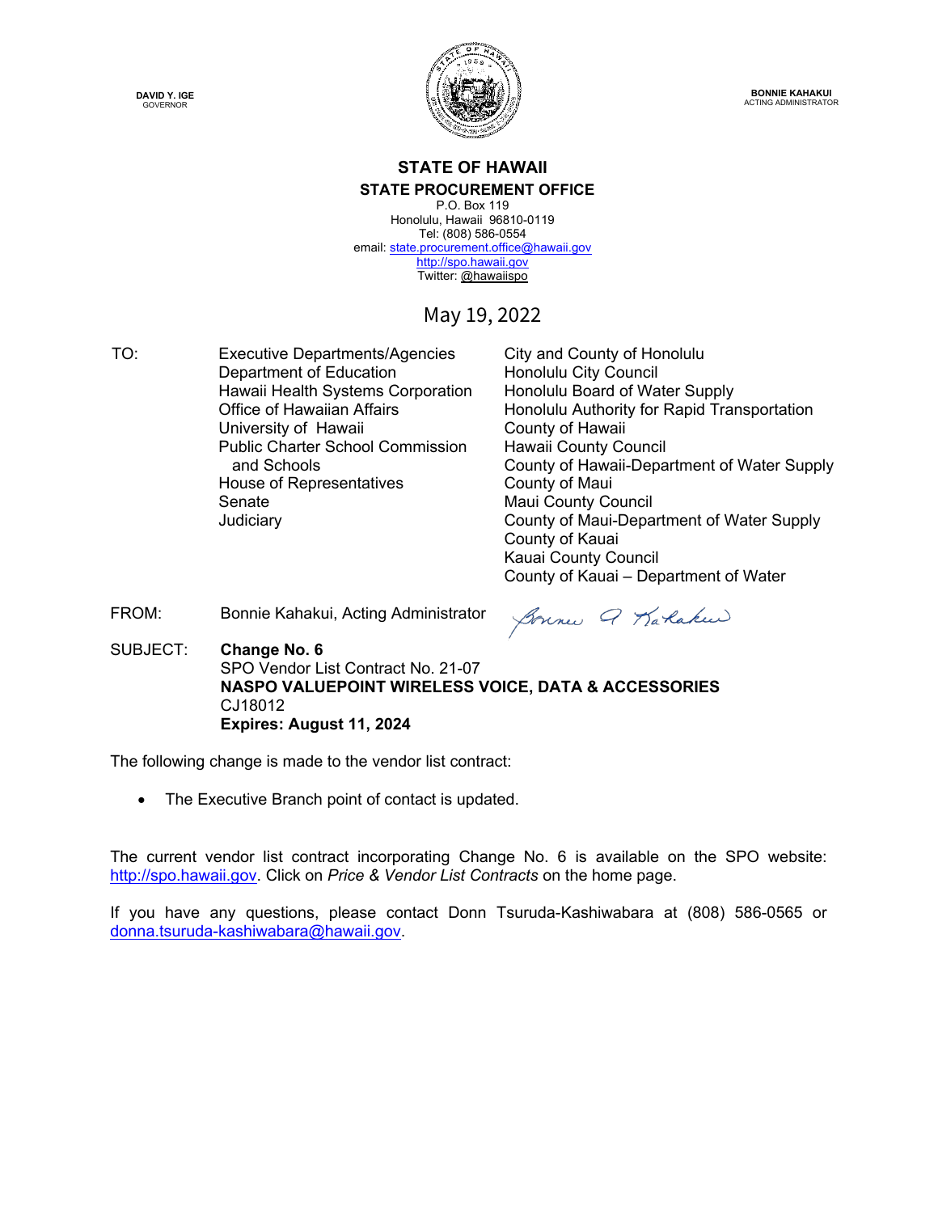DAVID Y. IGE
GOVERNOR

BONNIE KAHAKUI
ACTING ADMINISTRATOR

**STATE OF HAWAII**
**STATE PROCUREMENT OFFICE**
P.O. Box 119
Honolulu, Hawaii 96810-0119
Tel: (808) 586-0554
email: state.procurement.office@hawaii.gov
http://spo.hawaii.gov
Twitter: @hawaiispo

May 19, 2022

TO:

Executive Departments/Agencies
Department of Education
Hawaii Health Systems Corporation
Office of Hawaiian Affairs
University of Hawaii
Public Charter School Commission and Schools
House of Representatives
Senate
Judiciary

City and County of Honolulu
Honolulu City Council
Honolulu Board of Water Supply
Honolulu Authority for Rapid Transportation
County of Hawaii
Hawaii County Council
County of Hawaii-Department of Water Supply
County of Maui
Maui County Council
County of Maui-Department of Water Supply
County of Kauai
Kauai County Council
County of Kauai – Department of Water

FROM: Bonnie Kahakui, Acting Administrator

SUBJECT: **Change No. 6**
SPO Vendor List Contract No. 21-07
**NASPO VALUEPOINT WIRELESS VOICE, DATA & ACCESSORIES**
CJ18012
**Expires: August 11, 2024**

The following change is made to the vendor list contract:

- The Executive Branch point of contact is updated.

The current vendor list contract incorporating Change No. 6 is available on the SPO website: http://spo.hawaii.gov. Click on *Price & Vendor List Contracts* on the home page.

If you have any questions, please contact Donn Tsuruda-Kashiwabara at (808) 586-0565 or donna.tsuruda-kashiwabara@hawaii.gov.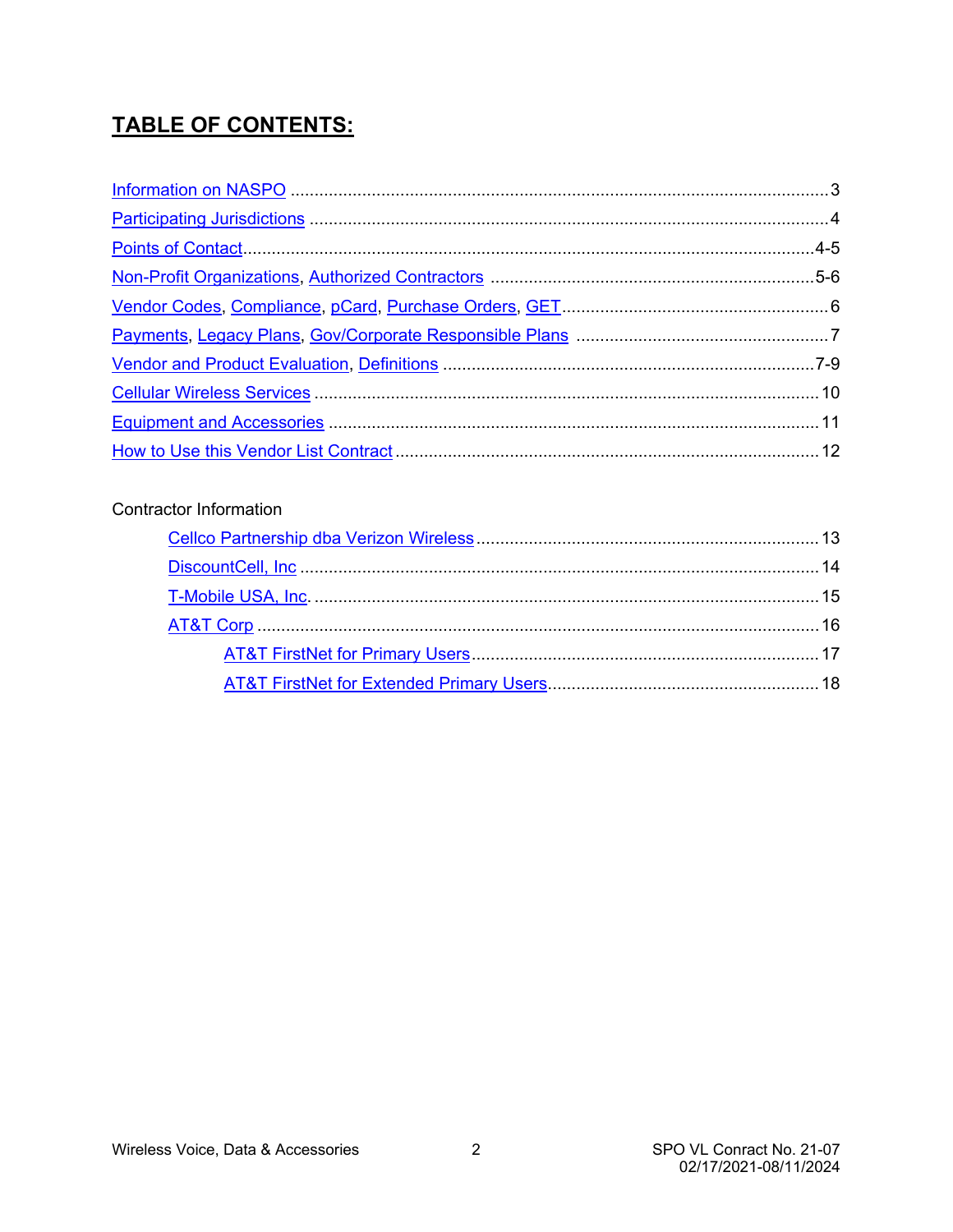# TABLE OF CONTENTS:

Information on NASPO ........................................................................................................ 3

Participating Jurisdictions .................................................................................................. 4

Points of Contact ............................................................................................................ 4-5

Non-Profit Organizations, Authorized Contractors ....................................................... 5-6

Vendor Codes, Compliance, pCard, Purchase Orders, GET ............................................... 6

Payments, Legacy Plans, Gov/Corporate Responsible Plans ............................................ 7

Vendor and Product Evaluation, Definitions ................................................................. 7-9

Cellular Wireless Services ................................................................................................ 10

Equipment and Accessories ............................................................................................. 11

How to Use this Vendor List Contract ............................................................................... 12

Contractor Information

- Cellco Partnership dba Verizon Wireless ........................................................................ 13
- DiscountCell, Inc ........................................................................................................... 14
- T-Mobile USA, Inc. ........................................................................................................ 15
- AT&T Corp .................................................................................................................... 16
  - AT&T FirstNet for Primary Users .............................................................................. 17
  - AT&T FirstNet for Extended Primary Users ............................................................... 18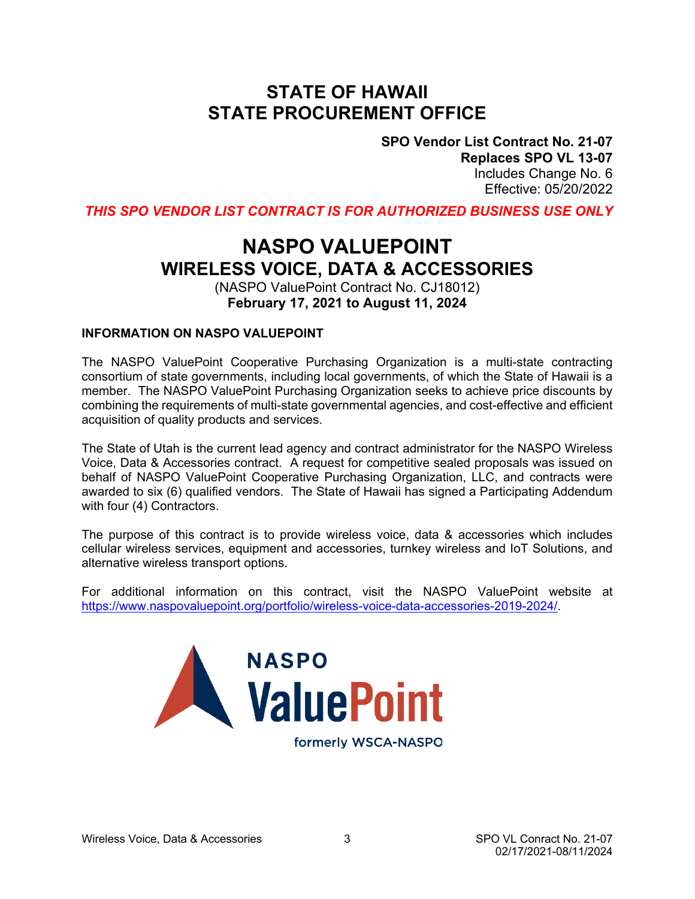# STATE OF HAWAII
# STATE PROCUREMENT OFFICE

**SPO Vendor List Contract No. 21-07**
**Replaces SPO VL 13-07**
Includes Change No. 6
Effective: 05/20/2022

***THIS SPO VENDOR LIST CONTRACT IS FOR AUTHORIZED BUSINESS USE ONLY***

# NASPO VALUEPOINT
## WIRELESS VOICE, DATA & ACCESSORIES

(NASPO ValuePoint Contract No. CJ18012)
**February 17, 2021 to August 11, 2024**

### INFORMATION ON NASPO VALUEPOINT

The NASPO ValuePoint Cooperative Purchasing Organization is a multi-state contracting consortium of state governments, including local governments, of which the State of Hawaii is a member. The NASPO ValuePoint Purchasing Organization seeks to achieve price discounts by combining the requirements of multi-state governmental agencies, and cost-effective and efficient acquisition of quality products and services.

The State of Utah is the current lead agency and contract administrator for the NASPO Wireless Voice, Data & Accessories contract. A request for competitive sealed proposals was issued on behalf of NASPO ValuePoint Cooperative Purchasing Organization, LLC, and contracts were awarded to six (6) qualified vendors. The State of Hawaii has signed a Participating Addendum with four (4) Contractors.

The purpose of this contract is to provide wireless voice, data & accessories which includes cellular wireless services, equipment and accessories, turnkey wireless and IoT Solutions, and alternative wireless transport options.

For additional information on this contract, visit the NASPO ValuePoint website at https://www.naspovaluepoint.org/portfolio/wireless-voice-data-accessories-2019-2024/.

NASPO ValuePoint
formerly WSCA-NASPO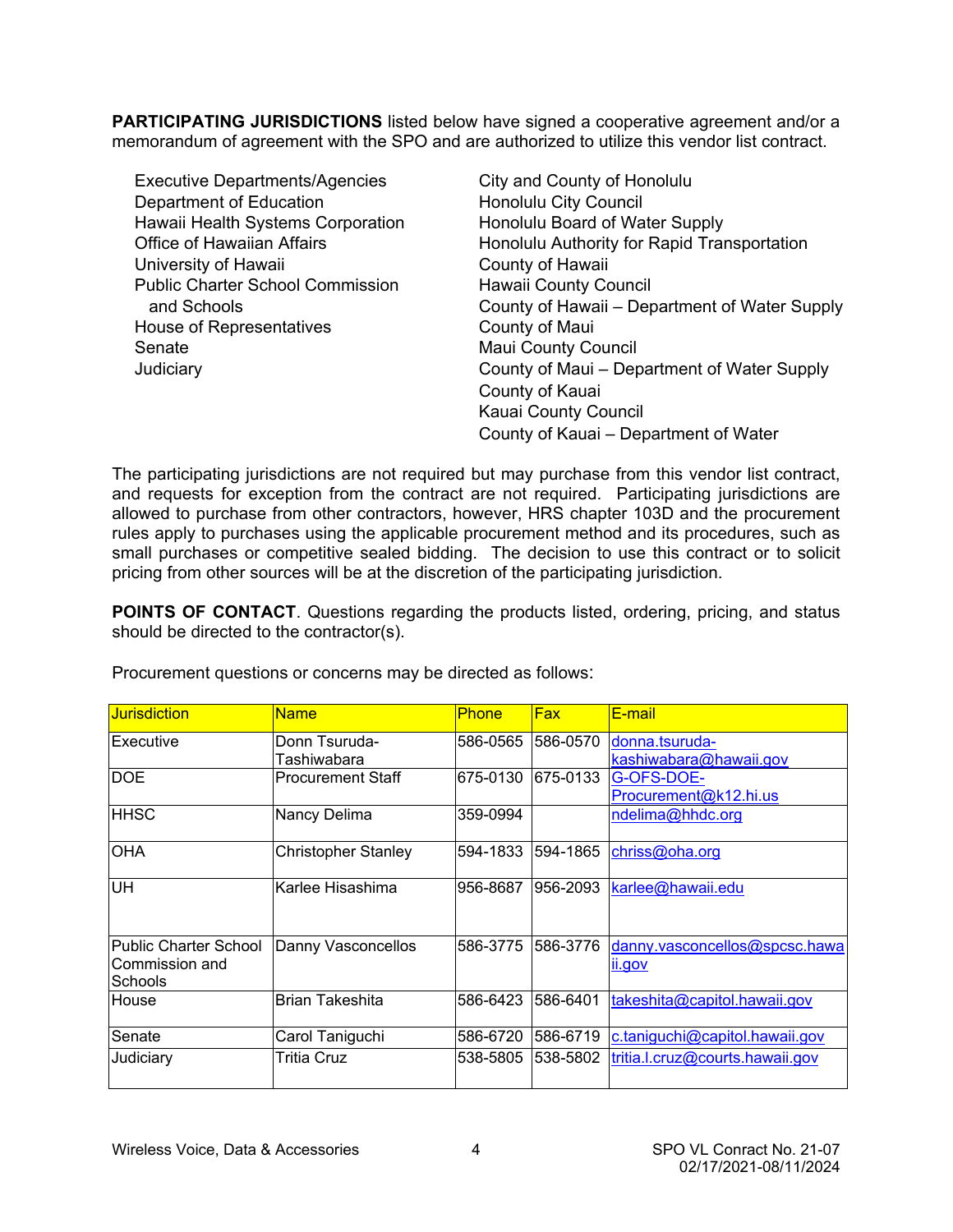**PARTICIPATING JURISDICTIONS** listed below have signed a cooperative agreement and/or a memorandum of agreement with the SPO and are authorized to utilize this vendor list contract.

- Executive Departments/Agencies
- Department of Education
- Hawaii Health Systems Corporation
- Office of Hawaiian Affairs
- University of Hawaii
- Public Charter School Commission and Schools
- House of Representatives
- Senate
- Judiciary
- City and County of Honolulu
- Honolulu City Council
- Honolulu Board of Water Supply
- Honolulu Authority for Rapid Transportation
- County of Hawaii
- Hawaii County Council
- County of Hawaii – Department of Water Supply
- County of Maui
- Maui County Council
- County of Maui – Department of Water Supply
- County of Kauai
- Kauai County Council
- County of Kauai – Department of Water

The participating jurisdictions are not required but may purchase from this vendor list contract, and requests for exception from the contract are not required. Participating jurisdictions are allowed to purchase from other contractors, however, HRS chapter 103D and the procurement rules apply to purchases using the applicable procurement method and its procedures, such as small purchases or competitive sealed bidding. The decision to use this contract or to solicit pricing from other sources will be at the discretion of the participating jurisdiction.

**POINTS OF CONTACT**. Questions regarding the products listed, ordering, pricing, and status should be directed to the contractor(s).

Procurement questions or concerns may be directed as follows:

| Jurisdiction | Name | Phone | Fax | E-mail |
|---|---|---|---|---|
| Executive | Donn Tsuruda-Tashiwabara | 586-0565 | 586-0570 | donna.tsuruda-kashiwabara@hawaii.gov |
| DOE | Procurement Staff | 675-0130 | 675-0133 | G-OFS-DOE-Procurement@k12.hi.us |
| HHSC | Nancy Delima | 359-0994 | | ndelima@hhdc.org |
| OHA | Christopher Stanley | 594-1833 | 594-1865 | chriss@oha.org |
| UH | Karlee Hisashima | 956-8687 | 956-2093 | karlee@hawaii.edu |
| Public Charter School Commission and Schools | Danny Vasconcellos | 586-3775 | 586-3776 | danny.vasconcellos@spcsc.hawaii.gov |
| House | Brian Takeshita | 586-6423 | 586-6401 | takeshita@capitol.hawaii.gov |
| Senate | Carol Taniguchi | 586-6720 | 586-6719 | c.taniguchi@capitol.hawaii.gov |
| Judiciary | Tritia Cruz | 538-5805 | 538-5802 | tritia.l.cruz@courts.hawaii.gov |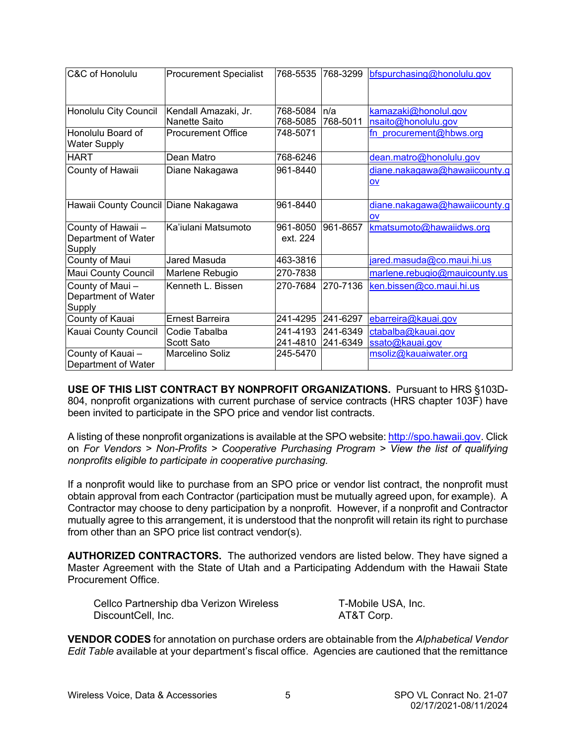| | | | | |
|---|---|---|---|---|
| C&C of Honolulu | Procurement Specialist | 768-5535 | 768-3299 | bfspurchasing@honolulu.gov |
| Honolulu City Council | Kendall Amazaki, Jr.<br>Nanette Saito | 768-5084<br>768-5085 | n/a<br>768-5011 | kamazaki@honolul.gov<br>nsaito@honolulu.gov |
| Honolulu Board of Water Supply | Procurement Office | 748-5071 | | fn_procurement@hbws.org |
| HART | Dean Matro | 768-6246 | | dean.matro@honolulu.gov |
| County of Hawaii | Diane Nakagawa | 961-8440 | | diane.nakagawa@hawaiicounty.gov |
| Hawaii County Council | Diane Nakagawa | 961-8440 | | diane.nakagawa@hawaiicounty.gov |
| County of Hawaii – Department of Water Supply | Ka'iulani Matsumoto | 961-8050 ext. 224 | 961-8657 | kmatsumoto@hawaiidws.org |
| County of Maui | Jared Masuda | 463-3816 | | jared.masuda@co.maui.hi.us |
| Maui County Council | Marlene Rebugio | 270-7838 | | marlene.rebugio@mauicounty.us |
| County of Maui – Department of Water Supply | Kenneth L. Bissen | 270-7684 | 270-7136 | ken.bissen@co.maui.hi.us |
| County of Kauai | Ernest Barreira | 241-4295 | 241-6297 | ebarreira@kauai.gov |
| Kauai County Council | Codie Tabalba<br>Scott Sato | 241-4193<br>241-4810 | 241-6349<br>241-6349 | ctabalba@kauai.gov<br>ssato@kauai.gov |
| County of Kauai – Department of Water | Marcelino Soliz | 245-5470 | | msoliz@kauaiwater.org |

**USE OF THIS LIST CONTRACT BY NONPROFIT ORGANIZATIONS.** Pursuant to HRS §103D-804, nonprofit organizations with current purchase of service contracts (HRS chapter 103F) have been invited to participate in the SPO price and vendor list contracts.

A listing of these nonprofit organizations is available at the SPO website: http://spo.hawaii.gov. Click on *For Vendors > Non-Profits > Cooperative Purchasing Program > View the list of qualifying nonprofits eligible to participate in cooperative purchasing.*

If a nonprofit would like to purchase from an SPO price or vendor list contract, the nonprofit must obtain approval from each Contractor (participation must be mutually agreed upon, for example). A Contractor may choose to deny participation by a nonprofit. However, if a nonprofit and Contractor mutually agree to this arrangement, it is understood that the nonprofit will retain its right to purchase from other than an SPO price list contract vendor(s).

**AUTHORIZED CONTRACTORS.** The authorized vendors are listed below. They have signed a Master Agreement with the State of Utah and a Participating Addendum with the Hawaii State Procurement Office.

Cellco Partnership dba Verizon Wireless
DiscountCell, Inc.
T-Mobile USA, Inc.
AT&T Corp.

**VENDOR CODES** for annotation on purchase orders are obtainable from the *Alphabetical Vendor Edit Table* available at your department's fiscal office. Agencies are cautioned that the remittance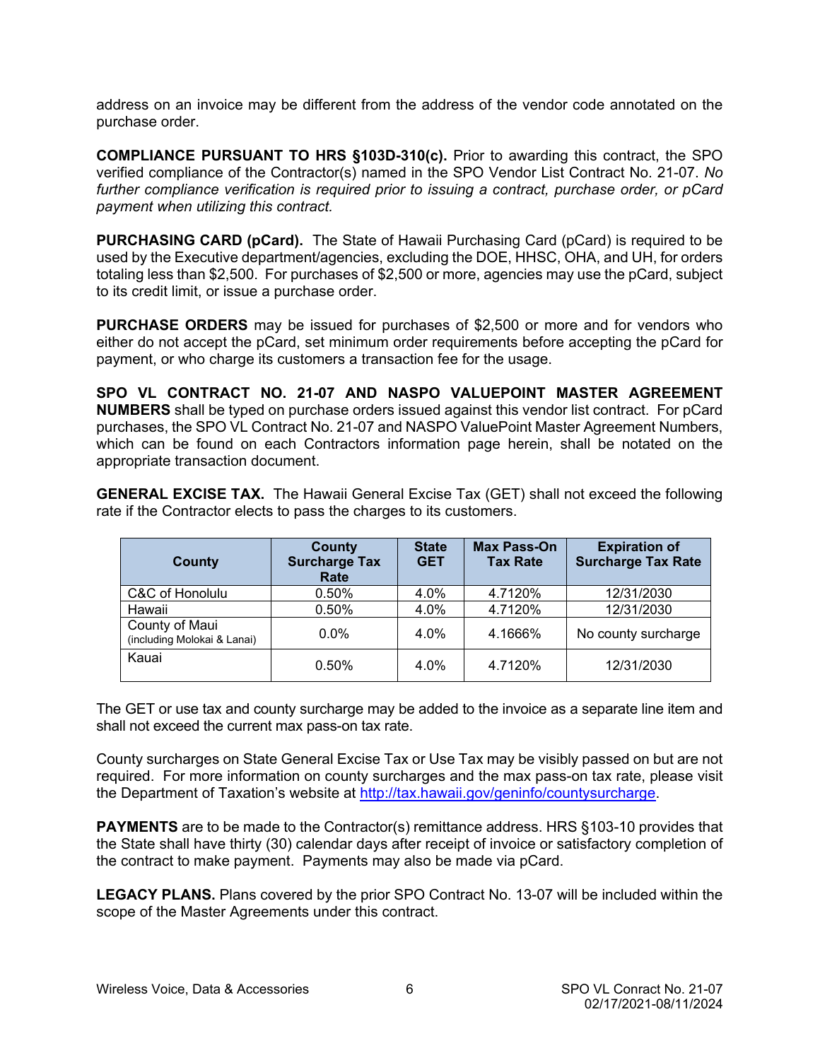address on an invoice may be different from the address of the vendor code annotated on the purchase order.

**COMPLIANCE PURSUANT TO HRS §103D-310(c).** Prior to awarding this contract, the SPO verified compliance of the Contractor(s) named in the SPO Vendor List Contract No. 21-07. *No further compliance verification is required prior to issuing a contract, purchase order, or pCard payment when utilizing this contract.*

**PURCHASING CARD (pCard).** The State of Hawaii Purchasing Card (pCard) is required to be used by the Executive department/agencies, excluding the DOE, HHSC, OHA, and UH, for orders totaling less than $2,500. For purchases of $2,500 or more, agencies may use the pCard, subject to its credit limit, or issue a purchase order.

**PURCHASE ORDERS** may be issued for purchases of $2,500 or more and for vendors who either do not accept the pCard, set minimum order requirements before accepting the pCard for payment, or who charge its customers a transaction fee for the usage.

**SPO VL CONTRACT NO. 21-07 AND NASPO VALUEPOINT MASTER AGREEMENT NUMBERS** shall be typed on purchase orders issued against this vendor list contract. For pCard purchases, the SPO VL Contract No. 21-07 and NASPO ValuePoint Master Agreement Numbers, which can be found on each Contractors information page herein, shall be notated on the appropriate transaction document.

**GENERAL EXCISE TAX.** The Hawaii General Excise Tax (GET) shall not exceed the following rate if the Contractor elects to pass the charges to its customers.

| County | County Surcharge Tax Rate | State GET | Max Pass-On Tax Rate | Expiration of Surcharge Tax Rate |
|---|---|---|---|---|
| C&C of Honolulu | 0.50% | 4.0% | 4.7120% | 12/31/2030 |
| Hawaii | 0.50% | 4.0% | 4.7120% | 12/31/2030 |
| County of Maui (including Molokai & Lanai) | 0.0% | 4.0% | 4.1666% | No county surcharge |
| Kauai | 0.50% | 4.0% | 4.7120% | 12/31/2030 |

The GET or use tax and county surcharge may be added to the invoice as a separate line item and shall not exceed the current max pass-on tax rate.

County surcharges on State General Excise Tax or Use Tax may be visibly passed on but are not required. For more information on county surcharges and the max pass-on tax rate, please visit the Department of Taxation's website at http://tax.hawaii.gov/geninfo/countysurcharge.

**PAYMENTS** are to be made to the Contractor(s) remittance address. HRS §103-10 provides that the State shall have thirty (30) calendar days after receipt of invoice or satisfactory completion of the contract to make payment. Payments may also be made via pCard.

**LEGACY PLANS.** Plans covered by the prior SPO Contract No. 13-07 will be included within the scope of the Master Agreements under this contract.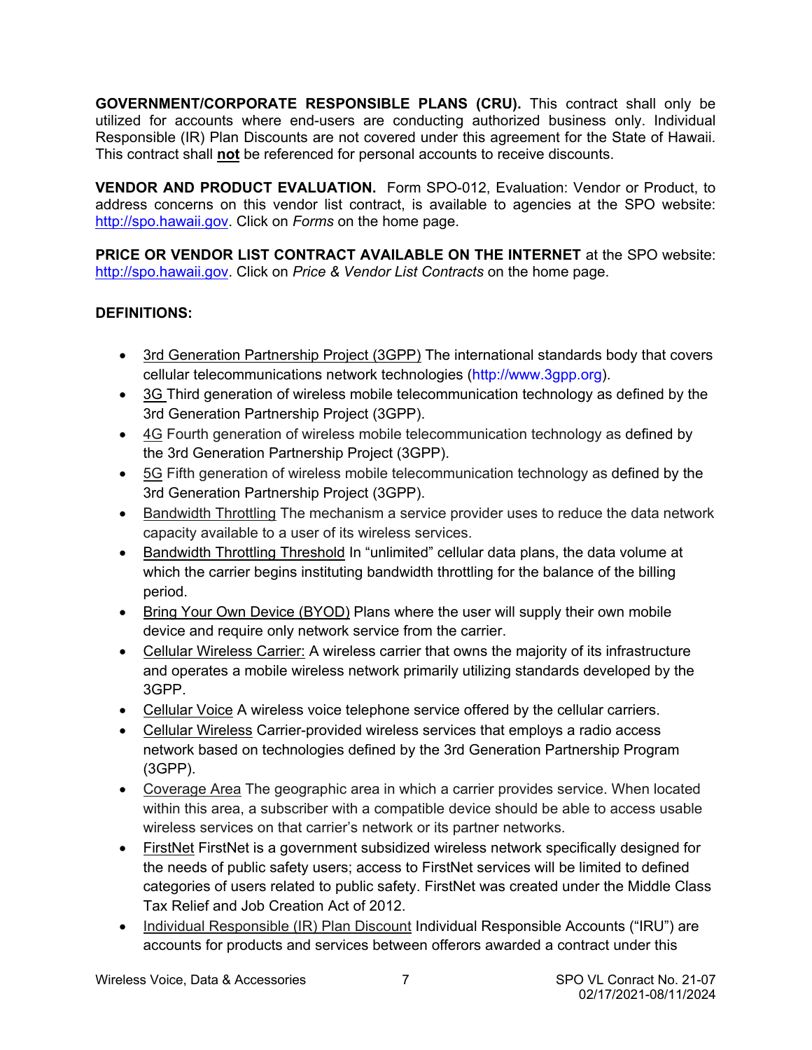**GOVERNMENT/CORPORATE RESPONSIBLE PLANS (CRU).** This contract shall only be utilized for accounts where end-users are conducting authorized business only. Individual Responsible (IR) Plan Discounts are not covered under this agreement for the State of Hawaii. This contract shall **not** be referenced for personal accounts to receive discounts.

**VENDOR AND PRODUCT EVALUATION.** Form SPO-012, Evaluation: Vendor or Product, to address concerns on this vendor list contract, is available to agencies at the SPO website: http://spo.hawaii.gov. Click on *Forms* on the home page.

**PRICE OR VENDOR LIST CONTRACT AVAILABLE ON THE INTERNET** at the SPO website: http://spo.hawaii.gov. Click on *Price & Vendor List Contracts* on the home page.

**DEFINITIONS:**

- 3rd Generation Partnership Project (3GPP) The international standards body that covers cellular telecommunications network technologies (http://www.3gpp.org).
- 3G Third generation of wireless mobile telecommunication technology as defined by the 3rd Generation Partnership Project (3GPP).
- 4G Fourth generation of wireless mobile telecommunication technology as defined by the 3rd Generation Partnership Project (3GPP).
- 5G Fifth generation of wireless mobile telecommunication technology as defined by the 3rd Generation Partnership Project (3GPP).
- Bandwidth Throttling The mechanism a service provider uses to reduce the data network capacity available to a user of its wireless services.
- Bandwidth Throttling Threshold In "unlimited" cellular data plans, the data volume at which the carrier begins instituting bandwidth throttling for the balance of the billing period.
- Bring Your Own Device (BYOD) Plans where the user will supply their own mobile device and require only network service from the carrier.
- Cellular Wireless Carrier: A wireless carrier that owns the majority of its infrastructure and operates a mobile wireless network primarily utilizing standards developed by the 3GPP.
- Cellular Voice A wireless voice telephone service offered by the cellular carriers.
- Cellular Wireless Carrier-provided wireless services that employs a radio access network based on technologies defined by the 3rd Generation Partnership Program (3GPP).
- Coverage Area The geographic area in which a carrier provides service. When located within this area, a subscriber with a compatible device should be able to access usable wireless services on that carrier's network or its partner networks.
- FirstNet FirstNet is a government subsidized wireless network specifically designed for the needs of public safety users; access to FirstNet services will be limited to defined categories of users related to public safety. FirstNet was created under the Middle Class Tax Relief and Job Creation Act of 2012.
- Individual Responsible (IR) Plan Discount Individual Responsible Accounts ("IRU") are accounts for products and services between offerors awarded a contract under this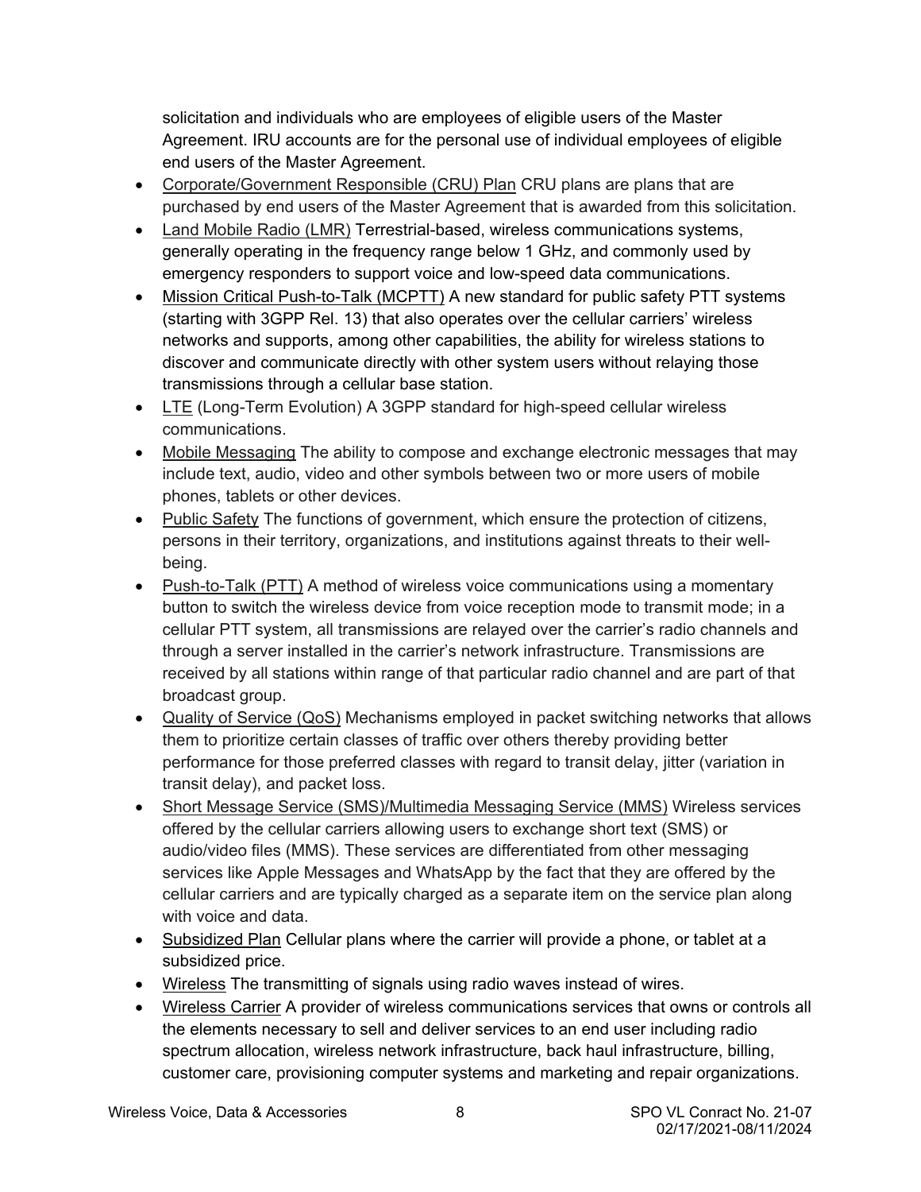solicitation and individuals who are employees of eligible users of the Master Agreement. IRU accounts are for the personal use of individual employees of eligible end users of the Master Agreement.

- Corporate/Government Responsible (CRU) Plan CRU plans are plans that are purchased by end users of the Master Agreement that is awarded from this solicitation.
- Land Mobile Radio (LMR) Terrestrial-based, wireless communications systems, generally operating in the frequency range below 1 GHz, and commonly used by emergency responders to support voice and low-speed data communications.
- Mission Critical Push-to-Talk (MCPTT) A new standard for public safety PTT systems (starting with 3GPP Rel. 13) that also operates over the cellular carriers' wireless networks and supports, among other capabilities, the ability for wireless stations to discover and communicate directly with other system users without relaying those transmissions through a cellular base station.
- LTE (Long-Term Evolution) A 3GPP standard for high-speed cellular wireless communications.
- Mobile Messaging The ability to compose and exchange electronic messages that may include text, audio, video and other symbols between two or more users of mobile phones, tablets or other devices.
- Public Safety The functions of government, which ensure the protection of citizens, persons in their territory, organizations, and institutions against threats to their well-being.
- Push-to-Talk (PTT) A method of wireless voice communications using a momentary button to switch the wireless device from voice reception mode to transmit mode; in a cellular PTT system, all transmissions are relayed over the carrier's radio channels and through a server installed in the carrier's network infrastructure. Transmissions are received by all stations within range of that particular radio channel and are part of that broadcast group.
- Quality of Service (QoS) Mechanisms employed in packet switching networks that allows them to prioritize certain classes of traffic over others thereby providing better performance for those preferred classes with regard to transit delay, jitter (variation in transit delay), and packet loss.
- Short Message Service (SMS)/Multimedia Messaging Service (MMS) Wireless services offered by the cellular carriers allowing users to exchange short text (SMS) or audio/video files (MMS). These services are differentiated from other messaging services like Apple Messages and WhatsApp by the fact that they are offered by the cellular carriers and are typically charged as a separate item on the service plan along with voice and data.
- Subsidized Plan Cellular plans where the carrier will provide a phone, or tablet at a subsidized price.
- Wireless The transmitting of signals using radio waves instead of wires.
- Wireless Carrier A provider of wireless communications services that owns or controls all the elements necessary to sell and deliver services to an end user including radio spectrum allocation, wireless network infrastructure, back haul infrastructure, billing, customer care, provisioning computer systems and marketing and repair organizations.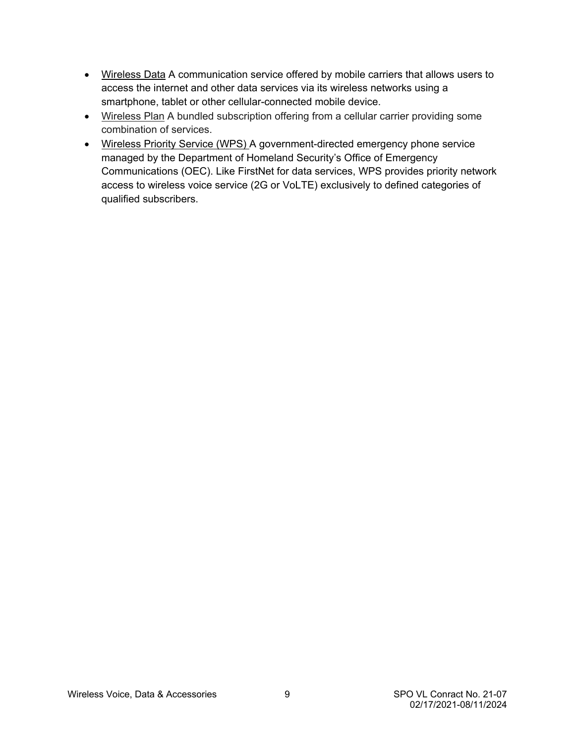- <u>Wireless Data</u> A communication service offered by mobile carriers that allows users to access the internet and other data services via its wireless networks using a smartphone, tablet or other cellular-connected mobile device.
- <u>Wireless Plan</u> A bundled subscription offering from a cellular carrier providing some combination of services.
- <u>Wireless Priority Service (WPS)</u> A government-directed emergency phone service managed by the Department of Homeland Security's Office of Emergency Communications (OEC). Like FirstNet for data services, WPS provides priority network access to wireless voice service (2G or VoLTE) exclusively to defined categories of qualified subscribers.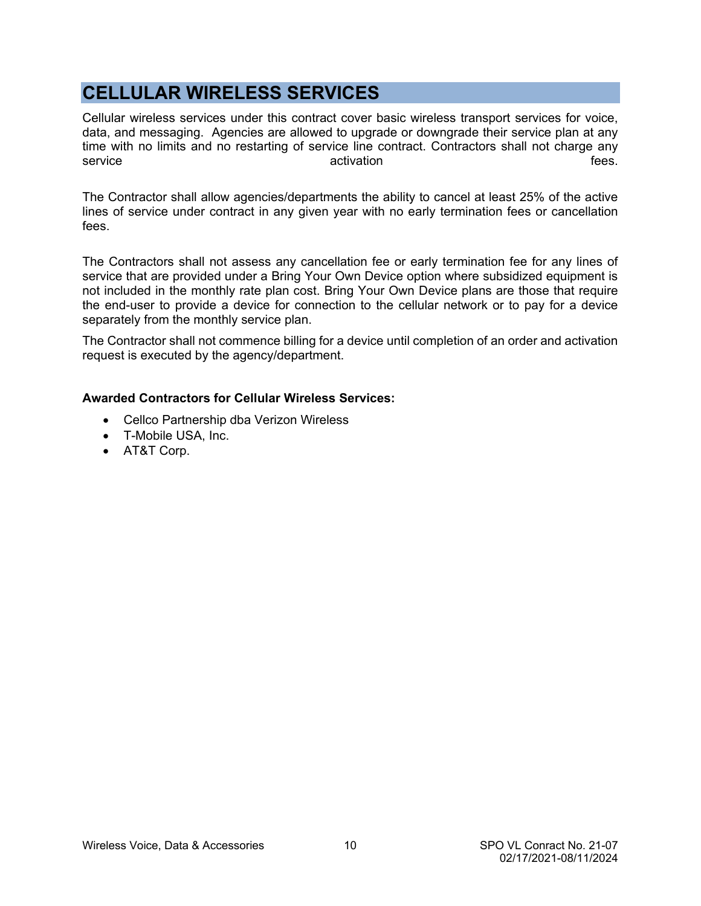# CELLULAR WIRELESS SERVICES

Cellular wireless services under this contract cover basic wireless transport services for voice, data, and messaging. Agencies are allowed to upgrade or downgrade their service plan at any time with no limits and no restarting of service line contract. Contractors shall not charge any service activation fees.

The Contractor shall allow agencies/departments the ability to cancel at least 25% of the active lines of service under contract in any given year with no early termination fees or cancellation fees.

The Contractors shall not assess any cancellation fee or early termination fee for any lines of service that are provided under a Bring Your Own Device option where subsidized equipment is not included in the monthly rate plan cost. Bring Your Own Device plans are those that require the end-user to provide a device for connection to the cellular network or to pay for a device separately from the monthly service plan.

The Contractor shall not commence billing for a device until completion of an order and activation request is executed by the agency/department.

**Awarded Contractors for Cellular Wireless Services:**

- Cellco Partnership dba Verizon Wireless
- T-Mobile USA, Inc.
- AT&T Corp.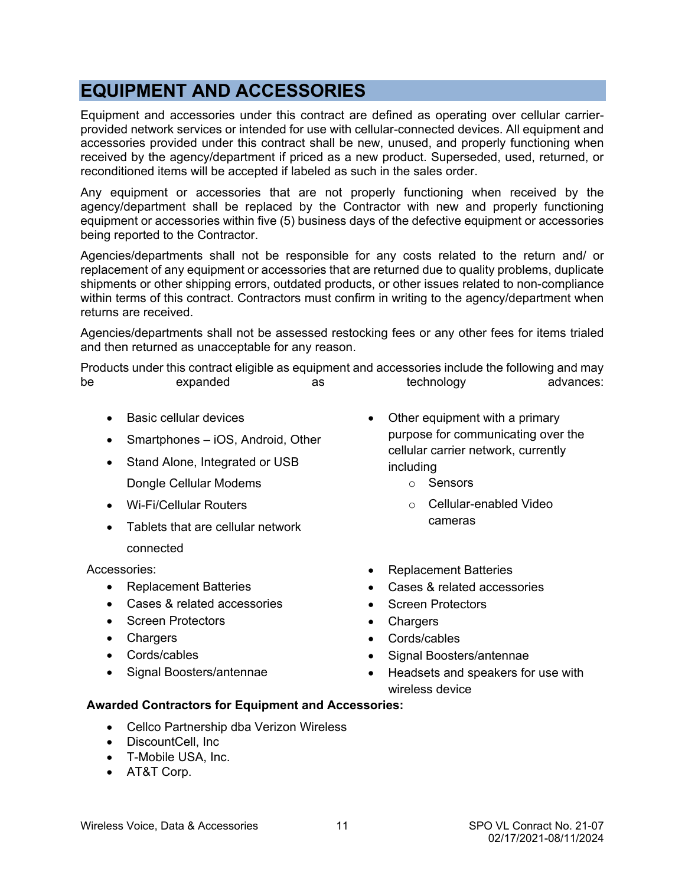# EQUIPMENT AND ACCESSORIES

Equipment and accessories under this contract are defined as operating over cellular carrier-provided network services or intended for use with cellular-connected devices. All equipment and accessories provided under this contract shall be new, unused, and properly functioning when received by the agency/department if priced as a new product. Superseded, used, returned, or reconditioned items will be accepted if labeled as such in the sales order.

Any equipment or accessories that are not properly functioning when received by the agency/department shall be replaced by the Contractor with new and properly functioning equipment or accessories within five (5) business days of the defective equipment or accessories being reported to the Contractor.

Agencies/departments shall not be responsible for any costs related to the return and/ or replacement of any equipment or accessories that are returned due to quality problems, duplicate shipments or other shipping errors, outdated products, or other issues related to non-compliance within terms of this contract. Contractors must confirm in writing to the agency/department when returns are received.

Agencies/departments shall not be assessed restocking fees or any other fees for items trialed and then returned as unacceptable for any reason.

Products under this contract eligible as equipment and accessories include the following and may be expanded as technology advances:

- Basic cellular devices
- Smartphones – iOS, Android, Other
- Stand Alone, Integrated or USB Dongle Cellular Modems
- Wi-Fi/Cellular Routers
- Tablets that are cellular network connected
- Other equipment with a primary purpose for communicating over the cellular carrier network, currently including
  - Sensors
  - Cellular-enabled Video cameras

Accessories:

- Replacement Batteries
- Cases & related accessories
- Screen Protectors
- Chargers
- Cords/cables
- Signal Boosters/antennae
- Replacement Batteries
- Cases & related accessories
- Screen Protectors
- Chargers
- Cords/cables
- Signal Boosters/antennae
- Headsets and speakers for use with wireless device

**Awarded Contractors for Equipment and Accessories:**

- Cellco Partnership dba Verizon Wireless
- DiscountCell, Inc
- T-Mobile USA, Inc.
- AT&T Corp.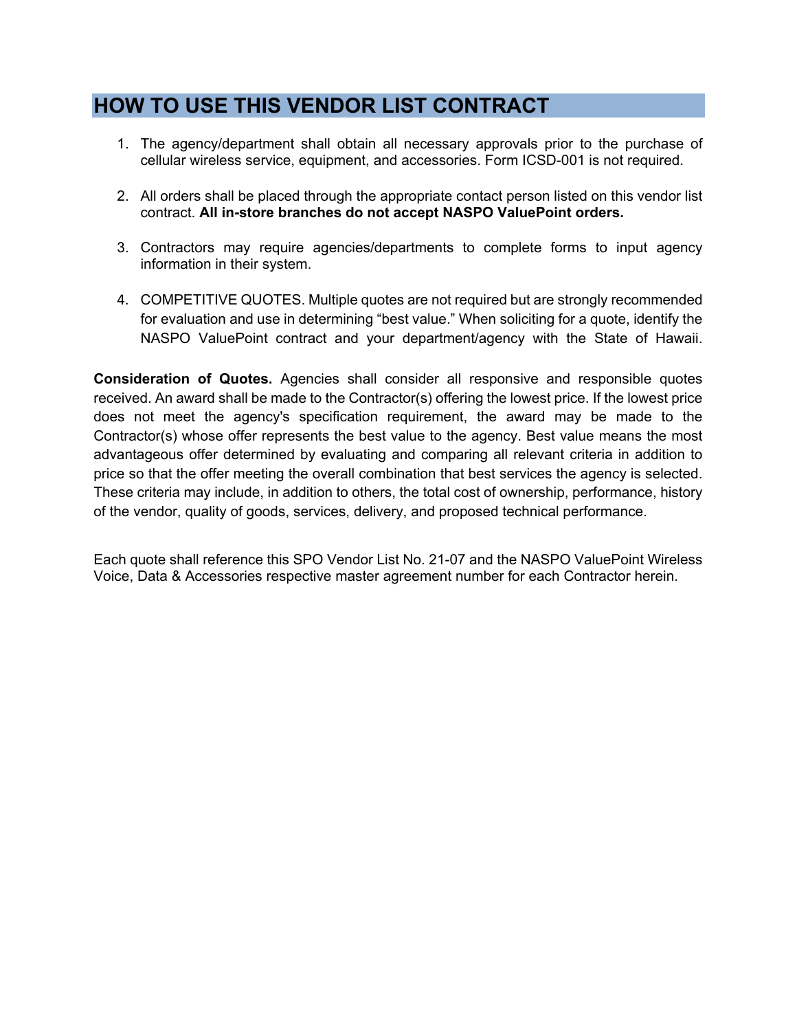## HOW TO USE THIS VENDOR LIST CONTRACT

1. The agency/department shall obtain all necessary approvals prior to the purchase of cellular wireless service, equipment, and accessories. Form ICSD-001 is not required.

2. All orders shall be placed through the appropriate contact person listed on this vendor list contract. **All in-store branches do not accept NASPO ValuePoint orders.**

3. Contractors may require agencies/departments to complete forms to input agency information in their system.

4. COMPETITIVE QUOTES. Multiple quotes are not required but are strongly recommended for evaluation and use in determining "best value." When soliciting for a quote, identify the NASPO ValuePoint contract and your department/agency with the State of Hawaii.

**Consideration of Quotes.** Agencies shall consider all responsive and responsible quotes received. An award shall be made to the Contractor(s) offering the lowest price. If the lowest price does not meet the agency's specification requirement, the award may be made to the Contractor(s) whose offer represents the best value to the agency. Best value means the most advantageous offer determined by evaluating and comparing all relevant criteria in addition to price so that the offer meeting the overall combination that best services the agency is selected. These criteria may include, in addition to others, the total cost of ownership, performance, history of the vendor, quality of goods, services, delivery, and proposed technical performance.

Each quote shall reference this SPO Vendor List No. 21-07 and the NASPO ValuePoint Wireless Voice, Data & Accessories respective master agreement number for each Contractor herein.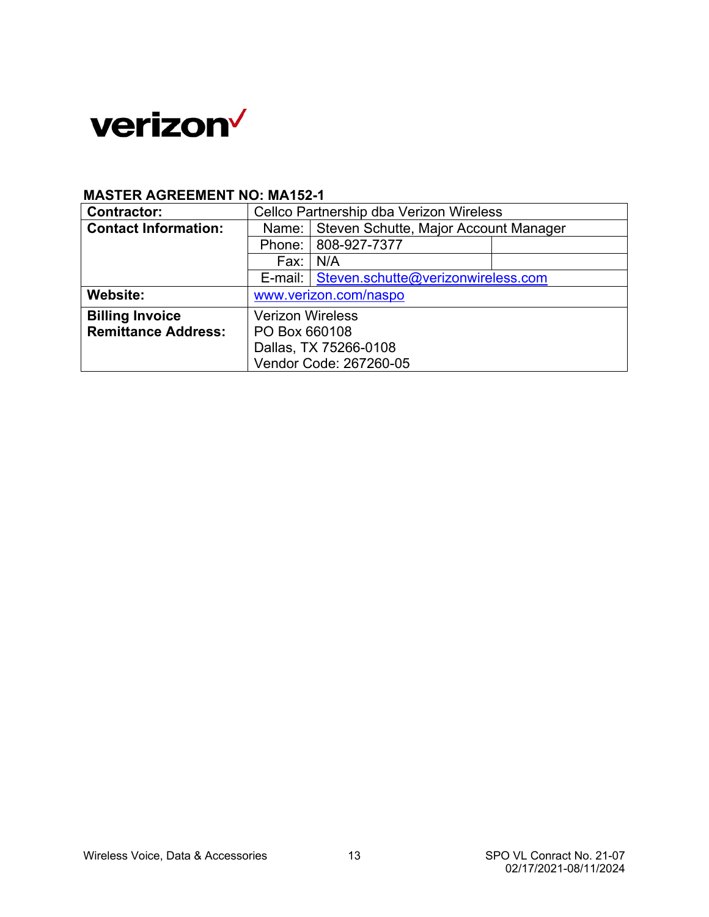verizon✓

**MASTER AGREEMENT NO: MA152-1**

| **Contractor:** | Cellco Partnership dba Verizon Wireless | | |
|---|---|---|---|
| **Contact Information:** | Name: | Steven Schutte, Major Account Manager | |
| | Phone: | 808-927-7377 | |
| | Fax: | N/A | |
| | E-mail: | Steven.schutte@verizonwireless.com | |
| **Website:** | www.verizon.com/naspo | | |
| **Billing Invoice Remittance Address:** | Verizon Wireless<br>PO Box 660108<br>Dallas, TX 75266-0108<br>Vendor Code: 267260-05 | | |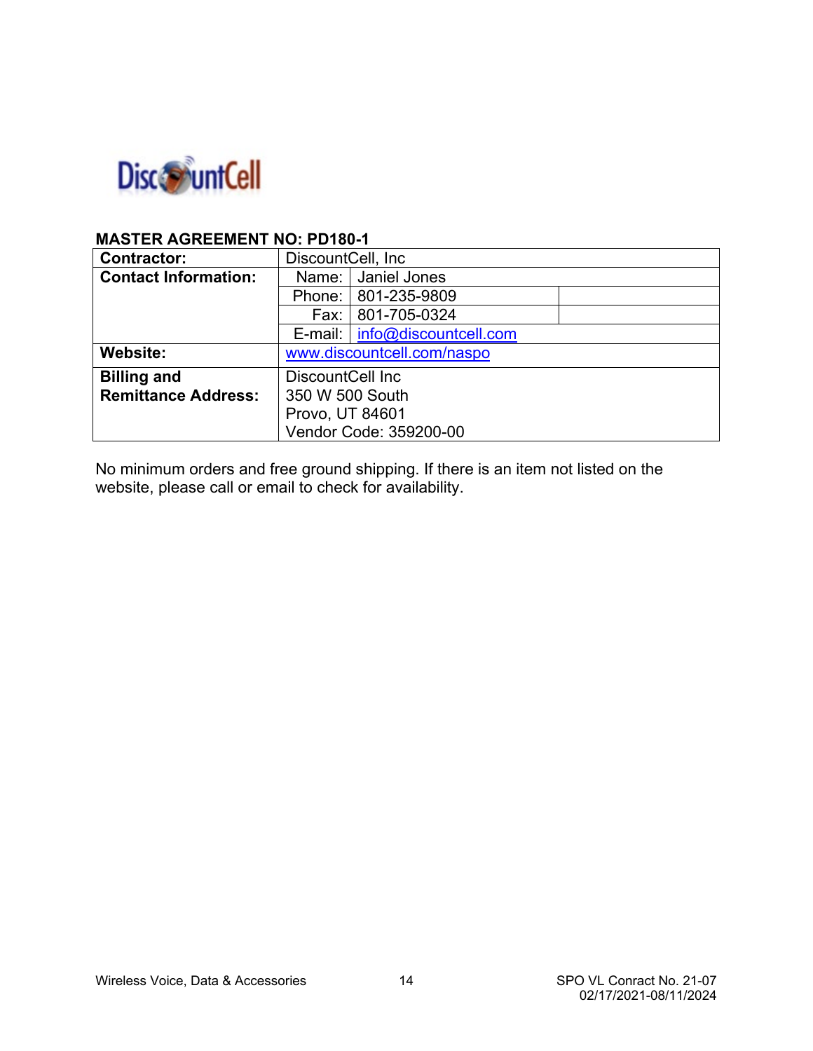DiscountCell

**MASTER AGREEMENT NO: PD180-1**

| **Contractor:** | DiscountCell, Inc | | |
|---|---|---|---|
| **Contact Information:** | Name: | Janiel Jones | |
| | Phone: | 801-235-9809 | |
| | Fax: | 801-705-0324 | |
| | E-mail: | info@discountcell.com | |
| **Website:** | www.discountcell.com/naspo | | |
| **Billing and Remittance Address:** | DiscountCell Inc<br>350 W 500 South<br>Provo, UT 84601<br>Vendor Code: 359200-00 | | |

No minimum orders and free ground shipping. If there is an item not listed on the website, please call or email to check for availability.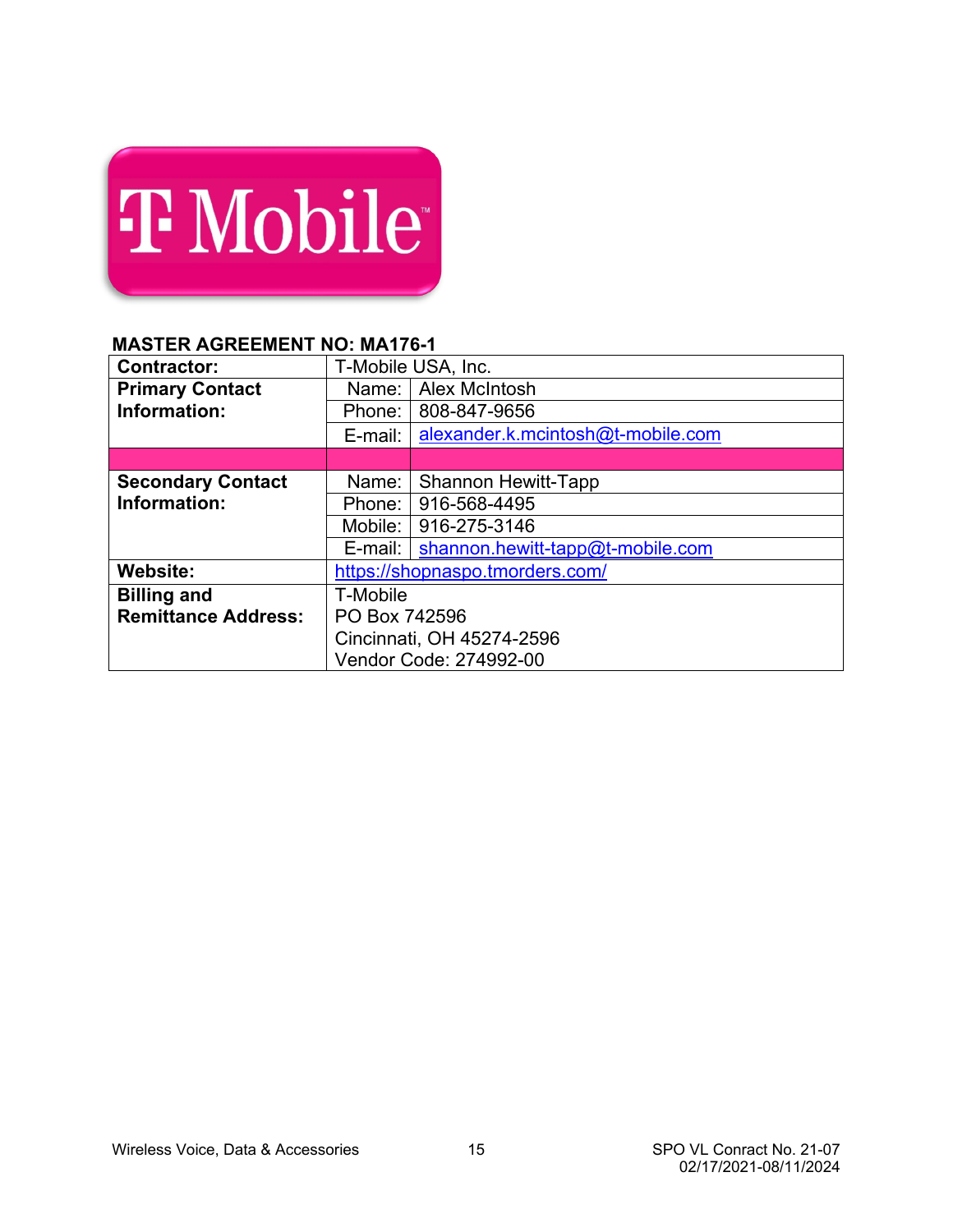T Mobile

**MASTER AGREEMENT NO: MA176-1**

| | | |
|---|---|---|
| **Contractor:** | T-Mobile USA, Inc. | |
| **Primary Contact Information:** | Name: | Alex McIntosh |
| | Phone: | 808-847-9656 |
| | E-mail: | alexander.k.mcintosh@t-mobile.com |
| | | |
| **Secondary Contact Information:** | Name: | Shannon Hewitt-Tapp |
| | Phone: | 916-568-4495 |
| | Mobile: | 916-275-3146 |
| | E-mail: | shannon.hewitt-tapp@t-mobile.com |
| **Website:** | https://shopnaspo.tmorders.com/ | |
| **Billing and Remittance Address:** | T-Mobile<br>PO Box 742596<br>Cincinnati, OH 45274-2596<br>Vendor Code: 274992-00 | |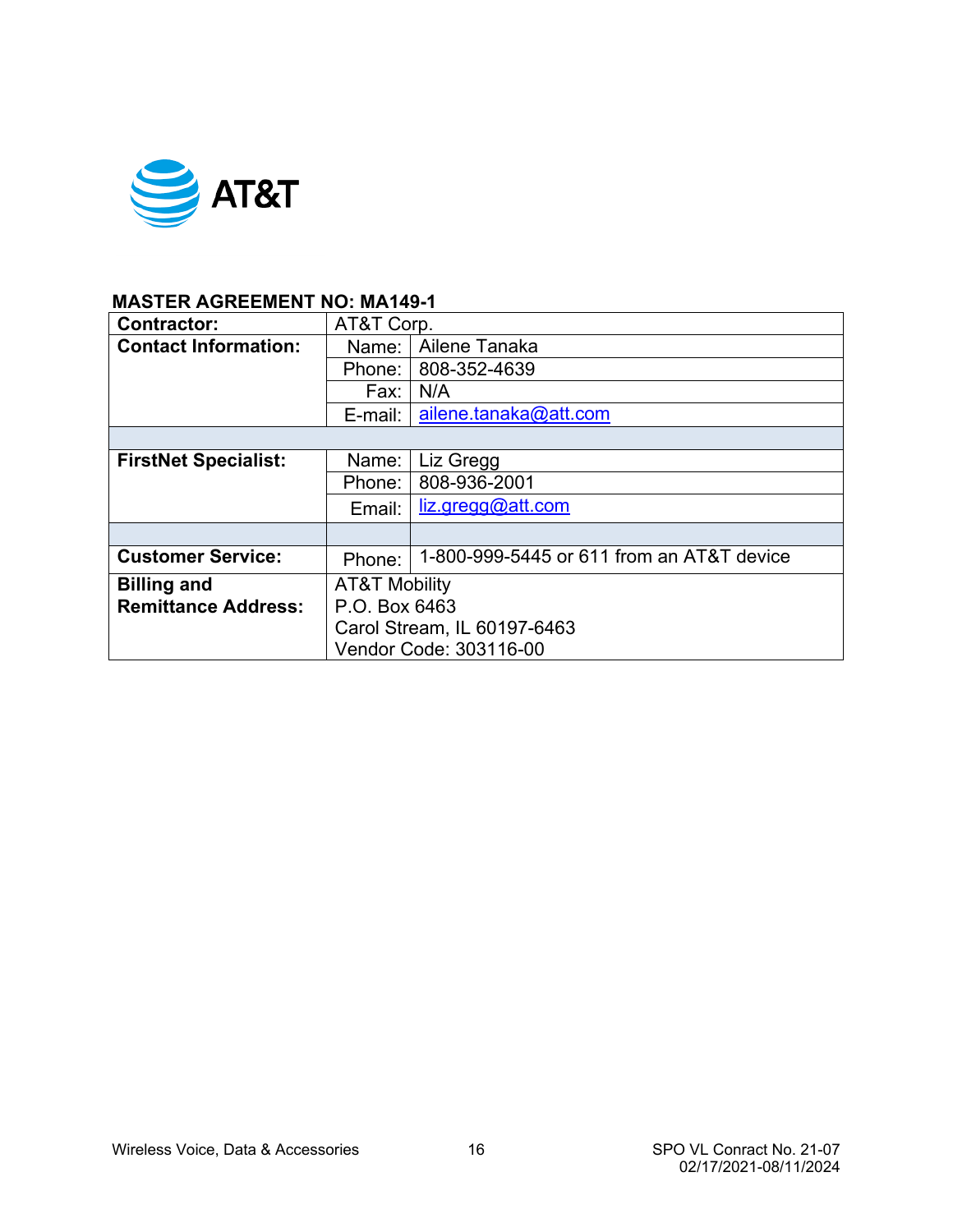AT&T

**MASTER AGREEMENT NO: MA149-1**

| **Contractor:** | AT&T Corp. | |
|---|---|---|
| **Contact Information:** | Name: | Ailene Tanaka |
| | Phone: | 808-352-4639 |
| | Fax: | N/A |
| | E-mail: | ailene.tanaka@att.com |
| | | |
| **FirstNet Specialist:** | Name: | Liz Gregg |
| | Phone: | 808-936-2001 |
| | Email: | liz.gregg@att.com |
| | | |
| **Customer Service:** | Phone: | 1-800-999-5445 or 611 from an AT&T device |
| **Billing and Remittance Address:** | AT&T Mobility<br>P.O. Box 6463<br>Carol Stream, IL 60197-6463<br>Vendor Code: 303116-00 | |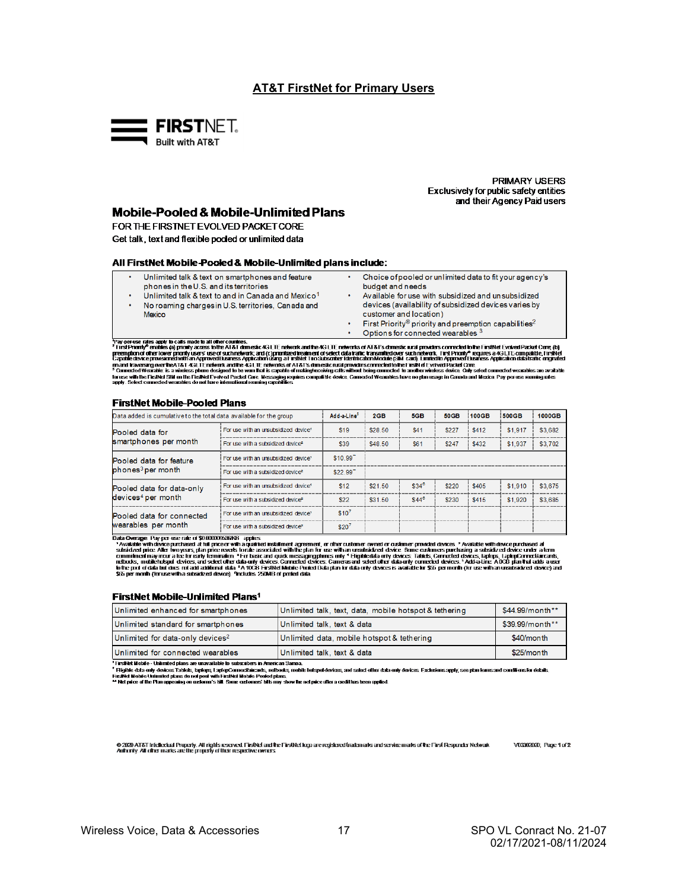## AT&T FirstNet for Primary Users

**FIRSTNET.**
Built with AT&T

PRIMARY USERS
Exclusively for public safety entities and their Agency Paid users

# Mobile-Pooled & Mobile-Unlimited Plans

FOR THE FIRSTNET EVOLVED PACKET CORE

Get talk, text and flexible pooled or unlimited data

### All FirstNet Mobile-Pooled & Mobile-Unlimited plans include:

- Unlimited talk & text on smartphones and feature phones in the U.S. and its territories
- Unlimited talk & text to and in Canada and Mexico[1]
- No roaming charges in U.S. territories, Canada and Mexico
- Choice of pooled or unlimited data to fit your agency's budget and needs
- Available for use with subsidized and unsubsidized devices (availability of subsidized devices varies by customer and location)
- First Priority® priority and preemption capabilities[2]
- Options for connected wearables [3]

[1] Pay-per-use rates apply to calls made to all other countries.
[2] First Priority® enables (a) priority access to the AT&T domestic 4G LTE network and the 4G LTE networks of AT&T's domestic rural providers connected to the FirstNet Evolved Packet Core; (b) preemption of other lower priority users' use of such network; and (c) prioritized treatment of select data traffic transmitted over such network. First Priority® requires a 4G LTE-compatible, FirstNet Capable device provisioned with an Approved Business Application using a FirstNet Trio Subscriber Identification Module (SIM card). Limited in Approved Business Application data traffic originated on and traversing over the AT&T 4G LTE network and the 4G LTE networks of AT&T's domestic rural providers connected to the FirstNet Evolved Packet Core.
[3] Connected Wearable is a wireless phone designed to be worn that is capable of making/receiving calls without being connected to another wireless device. Only select connected wearables are available for use with the FirstNet SIM on the FirstNet Evolved Packet Core. Messaging requires compatible device. Connected Wearables have no plan usage in Canada and Mexico. Pay per use roaming rates apply. Select connected wearables do not have international roaming capabilities.

### FirstNet Mobile-Pooled Plans

| Data added is cumulative to the total data available for the group | | Add-a-Line[5] | 2GB | 5GB | 50GB | 100GB | 500GB | 1000GB |
|---|---|---|---|---|---|---|---|---|
| Pooled data for smartphones per month | For use with an unsubsidized device[1] | $19 | $28.50 | $41 | $227 | $412 | $1,917 | $3,682 |
| | For use with a subsidized device[2] | $39 | $48.50 | $61 | $247 | $432 | $1,937 | $3,702 |
| Pooled data for feature phones[3] per month | For use with an unsubsidized device[1] | $10.99** | | | | | | |
| | For use with a subsidized device[2] | $22.99** | | | | | | |
| Pooled data for data-only devices[4] per month | For use with an unsubsidized device[1] | $12 | $21.50 | $34[6] | $220 | $405 | $1,910 | $3,675 |
| | For use with a subsidized device[2] | $22 | $31.50 | $44[6] | $230 | $415 | $1,920 | $3,685 |
| Pooled data for connected wearables per month | For use with an unsubsidized device[1] | $10[7] | | | | | | |
| | For use with a subsidized device[2] | $20[7] | | | | | | |

**Data Overage:** Pay-per-use rate of $0.0000093/KB applies.
[1] Available with device purchased at full price or with a qualified installment agreement, or other customer owned or customer provided devices. [2] Available with device purchased at subsidized price. After two years, plan price reverts to rate associated with the plan for use with an unsubsidized device. Some customers purchasing a subsidized device under a term commitment may incur a fee for early termination. [3] For basic and quick messaging phones only. [4] Eligible data-only devices: Tablets, Connected devices, laptops, LaptopConnect aircards, netbooks, mobile hotspot devices, and select other data-only devices. Connected devices, Cameras and select other data-only connected devices. [5] Add-a-Line: A 0GB plan that adds a user to the pool of data but does not add additional data. [6] A 10GB FirstNet Mobile-Pooled Data plan for data-only devices is available for $35 per month (for use with an unsubsidized device) and $45 per month (for use with a subsidized device). [7] Includes 250MB of pooled data.

### FirstNet Mobile-Unlimited Plans[1]

| Unlimited enhanced for smartphones | Unlimited talk, text, data, mobile hotspot & tethering | $44.99/month** |
|---|---|---|
| Unlimited standard for smartphones | Unlimited talk, text & data | $39.99/month** |
| Unlimited for data-only devices[2] | Unlimited data, mobile hotspot & tethering | $40/month |
| Unlimited for connected wearables | Unlimited talk, text & data | $25/month |

[1] FirstNet Mobile - Unlimited plans are unavailable to subscribers in American Samoa.
[2] Eligible data-only devices: Tablets, laptops, LaptopConnect aircards, netbooks, mobile hotspot devices, and select other data-only devices. Exclusions apply, see plan terms and conditions for details.
FirstNet Mobile Unlimited plans do not pool with FirstNet Mobile Pooled plans.
** Net price of the Plan appearing on customer's bill. Some customers' bills may show the net price after a credit has been applied.

© 2020 AT&T Intellectual Property. All rights reserved. FirstNet and the FirstNet logo are registered trademarks and service marks of the First Responder Network Authority. All other marks are the property of their respective owners.

V03302020, Page 1 of 2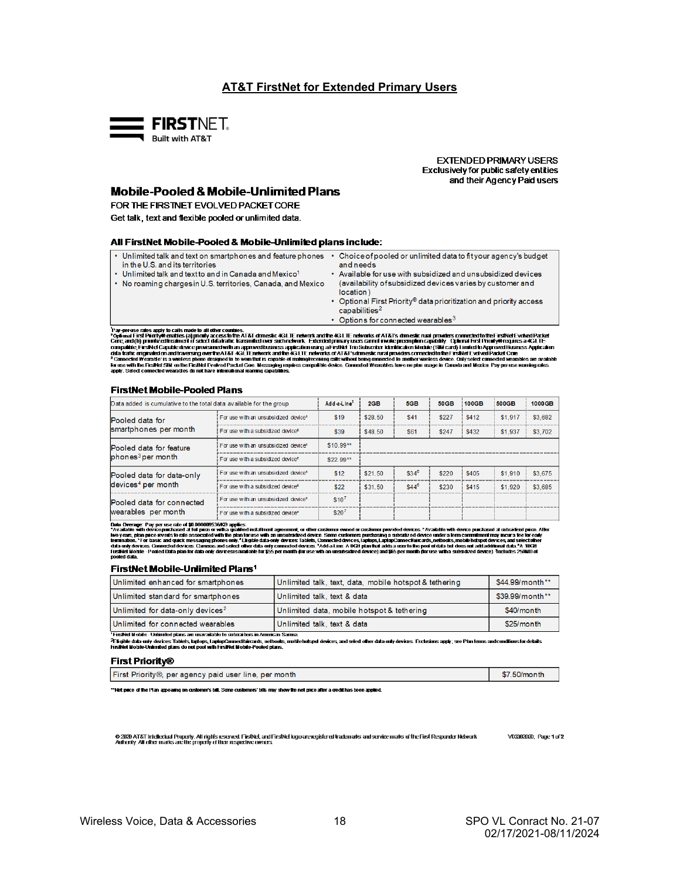## AT&T FirstNet for Extended Primary Users

**FIRSTNET**
Built with AT&T

EXTENDED PRIMARY USERS
Exclusively for public safety entities and their Agency Paid users

# Mobile-Pooled & Mobile-Unlimited Plans

FOR THE FIRSTNET EVOLVED PACKET CORE

Get talk, text and flexible pooled or unlimited data.

### All FirstNet Mobile-Pooled & Mobile-Unlimited plans include:

- Unlimited talk and text on smartphones and feature phones in the U.S. and its territories
- Unlimited talk and text to and in Canada and Mexico[1]
- No roaming charges in U.S. territories, Canada, and Mexico
- Choice of pooled or unlimited data to fit your agency's budget and needs
- Available for use with subsidized and unsubsidized devices (availability of subsidized devices varies by customer and location)
- Optional First Priority® data prioritization and priority access capabilities[2]
- Options for connected wearables[3]

[1]Pay-per-use rates apply to calls made to all other countries.
[2]Optional First Priority® enables (a) priority access to the AT&T domestic 4G LTE network and the 4G LTE networks of AT&T's domestic rural providers connected to the FirstNet Evolved Packet Core; and (b) prioritized treatment of select data traffic transmitted over such network. Extended primary users cannot invoke preemption capability. Optional First Priority® requires a 4G LTE compatible, FirstNet Capable device provisioned with an approved business application using a FirstNet Ten Subscriber Identification Module (SIM card) Limited to Approved Business Application data traffic originated on and traversing over the AT&T 4G LTE network and the 4G LTE networks of AT&T's domestic rural providers connected to the FirstNet Evolved Packet Core.
[3]Connected Wearable: is a wireless phone designed to be worn that is capable of making/receiving calls without being connected to another wireless device. Only select connected wearables are available for use with the FirstNet SIM on the FirstNet Evolved Packet Core. Messaging requires compatible device. Connected Wearables have no plan usage in Canada and Mexico. Pay-per-use roaming rates apply. Select connected wearables do not have international roaming capabilities.

### FirstNet Mobile-Pooled Plans

| Data added is cumulative to the total data available for the group | | Add-a-Line[8] | 2GB | 5GB | 50GB | 100GB | 500GB | 1000GB |
|---|---|---|---|---|---|---|---|---|
| Pooled data for smartphones per month | For use with an unsubsidized device[1] | $19 | $28.50 | $41 | $227 | $412 | $1,917 | $3,682 |
| | For use with a subsidized device[2] | $39 | $48.50 | $61 | $247 | $432 | $1,937 | $3,702 |
| Pooled data for feature phones[3] per month | For use with an unsubsidized device[1] | $10.99** | | | | | | |
| | For use with a subsidized device[2] | $22.99** | | | | | | |
| Pooled data for data-only devices[4] per month | For use with an unsubsidized device[1] | $12 | $21.50 | $34[6] | $220 | $405 | $1,910 | $3,675 |
| | For use with a subsidized device[2] | $22 | $31.50 | $44[6] | $230 | $415 | $1,920 | $3,685 |
| Pooled data for connected wearables per month | For use with an unsubsidized device[1] | $10[7] | | | | | | |
| | For use with a subsidized device[2] | $20[7] | | | | | | |

Data Overage: Pay-per-use rate of $0.0000095367/KB applies.
[1]Available with device purchased at full price or with a qualified installment agreement, or other customer-owned or customer provided devices. [2]Available with device purchased at subsidized price. After two years, plan price reverts to rate associated with the plan for use with an unsubsidized device. Some customers purchasing a subsidized device under a term commitment may incur a fee for early termination. [3]For basic and quick messaging phones only. [4]Eligible data-only devices: Tablets, Connected devices, laptops, LaptopConnect/aircards, netbooks, mobile hotspot devices, and select other data-only devices. Connected devices: Cameras and select other data-only connected devices. [5]Add a Line: A 0GB plan that adds a user to the pool of data but does not add additional data. [6]A 10GB FirstNet Mobile - Pooled Data plan for data only devices is available for $55 per month (for use with an unsubsidized device) and $65 per month (for use with a subsidized device). [7]Includes 250MB of pooled data.

### FirstNet Mobile-Unlimited Plans[1]

| | | |
|---|---|---|
| Unlimited enhanced for smartphones | Unlimited talk, text, data, mobile hotspot & tethering | $44.99/month** |
| Unlimited standard for smartphones | Unlimited talk, text & data | $39.99/month** |
| Unlimited for data-only devices[2] | Unlimited data, mobile hotspot & tethering | $40/month |
| Unlimited for connected wearables | Unlimited talk, text & data | $25/month |

[1]FirstNet Mobile - Unlimited plans are unavailable to subscribers in American Samoa.
[2]Eligible data-only devices: Tablets, laptops, LaptopConnect/aircards, netbooks, mobile hotspot devices, and select other data-only devices. Exclusions apply; see Plan terms and conditions for details. FirstNet Mobile-Unlimited plans do not pool with FirstNet Mobile-Pooled plans.

### First Priority®

| | |
|---|---|
| First Priority®, per agency paid user line, per month | $7.50/month |

**Net price of the Plan appearing on customer's bill. Some customers' bills may show the net price after a credit has been applied.

© 2020 AT&T Intellectual Property. All rights reserved. FirstNet, and FirstNet logo are registered trademarks and service marks of the First Responder Network Authority. All other marks are the property of their respective owners.

V03302020, Page 1 of 2